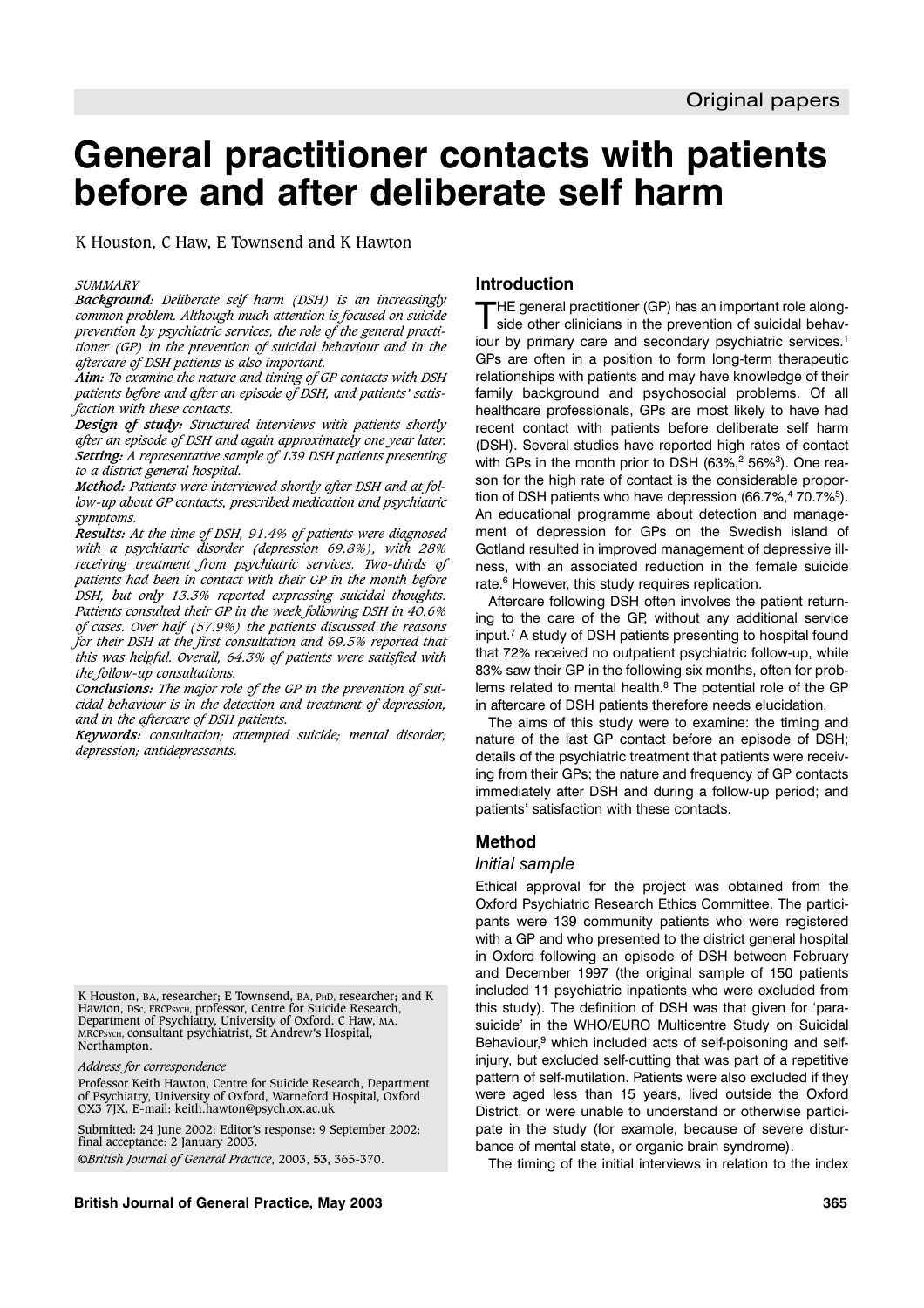# General practitioner contacts with patients before and after deliberate self harm

K Houston, C Haw, E Townsend and K Hawton

*SUMMARY*

***Background:*** *Deliberate self harm (DSH) is an increasingly common problem. Although much attention is focused on suicide prevention by psychiatric services, the role of the general practitioner (GP) in the prevention of suicidal behaviour and in the aftercare of DSH patients is also important.*

***Aim:*** *To examine the nature and timing of GP contacts with DSH patients before and after an episode of DSH, and patients' satisfaction with these contacts.*

***Design of study:*** *Structured interviews with patients shortly after an episode of DSH and again approximately one year later.*

***Setting:*** *A representative sample of 139 DSH patients presenting to a district general hospital.*

***Method:*** *Patients were interviewed shortly after DSH and at follow-up about GP contacts, prescribed medication and psychiatric symptoms.*

***Results:*** *At the time of DSH, 91.4% of patients were diagnosed with a psychiatric disorder (depression 69.8%), with 28% receiving treatment from psychiatric services. Two-thirds of patients had been in contact with their GP in the month before DSH, but only 13.3% reported expressing suicidal thoughts. Patients consulted their GP in the week following DSH in 40.6% of cases. Over half (57.9%) the patients discussed the reasons for their DSH at the first consultation and 69.5% reported that this was helpful. Overall, 64.3% of patients were satisfied with the follow-up consultations.*

***Conclusions:*** *The major role of the GP in the prevention of suicidal behaviour is in the detection and treatment of depression, and in the aftercare of DSH patients.*

***Keywords:*** *consultation; attempted suicide; mental disorder; depression; antidepressants.*

K Houston, BA, researcher; E Townsend, BA, PhD, researcher; and K Hawton, DSc, FRCPsych, professor, Centre for Suicide Research, Department of Psychiatry, University of Oxford. C Haw, MA, MRCPsych, consultant psychiatrist, St Andrew's Hospital, Northampton.

*Address for correspondence*

Professor Keith Hawton, Centre for Suicide Research, Department of Psychiatry, University of Oxford, Warneford Hospital, Oxford OX3 7JX. E-mail: keith.hawton@psych.ox.ac.uk

Submitted: 24 June 2002; Editor's response: 9 September 2002; final acceptance: 2 January 2003.

*©British Journal of General Practice*, 2003, **53**, 365-370.

## Introduction

THE general practitioner (GP) has an important role alongside other clinicians in the prevention of suicidal behaviour by primary care and secondary psychiatric services.[1] GPs are often in a position to form long-term therapeutic relationships with patients and may have knowledge of their family background and psychosocial problems. Of all healthcare professionals, GPs are most likely to have had recent contact with patients before deliberate self harm (DSH). Several studies have reported high rates of contact with GPs in the month prior to DSH (63%,[2] 56%[3]). One reason for the high rate of contact is the considerable proportion of DSH patients who have depression (66.7%,[4] 70.7%[5]). An educational programme about detection and management of depression for GPs on the Swedish island of Gotland resulted in improved management of depressive illness, with an associated reduction in the female suicide rate.[6] However, this study requires replication.

Aftercare following DSH often involves the patient returning to the care of the GP, without any additional service input.[7] A study of DSH patients presenting to hospital found that 72% received no outpatient psychiatric follow-up, while 83% saw their GP in the following six months, often for problems related to mental health.[8] The potential role of the GP in aftercare of DSH patients therefore needs elucidation.

The aims of this study were to examine: the timing and nature of the last GP contact before an episode of DSH; details of the psychiatric treatment that patients were receiving from their GPs; the nature and frequency of GP contacts immediately after DSH and during a follow-up period; and patients' satisfaction with these contacts.

## Method

### *Initial sample*

Ethical approval for the project was obtained from the Oxford Psychiatric Research Ethics Committee. The participants were 139 community patients who were registered with a GP and who presented to the district general hospital in Oxford following an episode of DSH between February and December 1997 (the original sample of 150 patients included 11 psychiatric inpatients who were excluded from this study). The definition of DSH was that given for 'parasuicide' in the WHO/EURO Multicentre Study on Suicidal Behaviour,[9] which included acts of self-poisoning and self-injury, but excluded self-cutting that was part of a repetitive pattern of self-mutilation. Patients were also excluded if they were aged less than 15 years, lived outside the Oxford District, or were unable to understand or otherwise participate in the study (for example, because of severe disturbance of mental state, or organic brain syndrome).

The timing of the initial interviews in relation to the index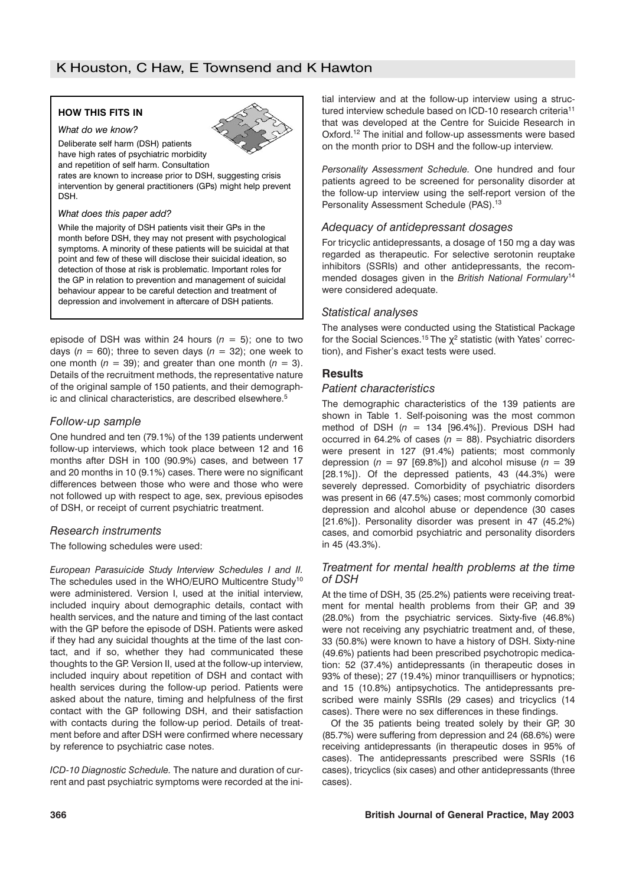**HOW THIS FITS IN**

*What do we know?*

Deliberate self harm (DSH) patients have high rates of psychiatric morbidity and repetition of self harm. Consultation rates are known to increase prior to DSH, suggesting crisis intervention by general practitioners (GPs) might help prevent DSH.

*What does this paper add?*

While the majority of DSH patients visit their GPs in the month before DSH, they may not present with psychological symptoms. A minority of these patients will be suicidal at that point and few of these will disclose their suicidal ideation, so detection of those at risk is problematic. Important roles for the GP in relation to prevention and management of suicidal behaviour appear to be careful detection and treatment of depression and involvement in aftercare of DSH patients.

episode of DSH was within 24 hours ($n$ = 5); one to two days ($n$ = 60); three to seven days ($n$ = 32); one week to one month ($n$ = 39); and greater than one month ($n$ = 3). Details of the recruitment methods, the representative nature of the original sample of 150 patients, and their demographic and clinical characteristics, are described elsewhere.[5]

### *Follow-up sample*

One hundred and ten (79.1%) of the 139 patients underwent follow-up interviews, which took place between 12 and 16 months after DSH in 100 (90.9%) cases, and between 17 and 20 months in 10 (9.1%) cases. There were no significant differences between those who were and those who were not followed up with respect to age, sex, previous episodes of DSH, or receipt of current psychiatric treatment.

### *Research instruments*

The following schedules were used:

*European Parasuicide Study Interview Schedules I and II.* The schedules used in the WHO/EURO Multicentre Study[10] were administered. Version I, used at the initial interview, included inquiry about demographic details, contact with health services, and the nature and timing of the last contact with the GP before the episode of DSH. Patients were asked if they had any suicidal thoughts at the time of the last contact, and if so, whether they had communicated these thoughts to the GP. Version II, used at the follow-up interview, included inquiry about repetition of DSH and contact with health services during the follow-up period. Patients were asked about the nature, timing and helpfulness of the first contact with the GP following DSH, and their satisfaction with contacts during the follow-up period. Details of treatment before and after DSH were confirmed where necessary by reference to psychiatric case notes.

*ICD-10 Diagnostic Schedule.* The nature and duration of current and past psychiatric symptoms were recorded at the initial interview and at the follow-up interview using a structured interview schedule based on ICD-10 research criteria[11] that was developed at the Centre for Suicide Research in Oxford.[12] The initial and follow-up assessments were based on the month prior to DSH and the follow-up interview.

*Personality Assessment Schedule.* One hundred and four patients agreed to be screened for personality disorder at the follow-up interview using the self-report version of the Personality Assessment Schedule (PAS).[13]

### *Adequacy of antidepressant dosages*

For tricyclic antidepressants, a dosage of 150 mg a day was regarded as therapeutic. For selective serotonin reuptake inhibitors (SSRIs) and other antidepressants, the recommended dosages given in the *British National Formulary*[14] were considered adequate.

### *Statistical analyses*

The analyses were conducted using the Statistical Package for the Social Sciences.[15] The $\chi^2$ statistic (with Yates' correction), and Fisher's exact tests were used.

## Results

### *Patient characteristics*

The demographic characteristics of the 139 patients are shown in Table 1. Self-poisoning was the most common method of DSH ($n$ = 134 [96.4%]). Previous DSH had occurred in 64.2% of cases ($n$ = 88). Psychiatric disorders were present in 127 (91.4%) patients; most commonly depression ($n$ = 97 [69.8%]) and alcohol misuse ($n$ = 39 [28.1%]). Of the depressed patients, 43 (44.3%) were severely depressed. Comorbidity of psychiatric disorders was present in 66 (47.5%) cases; most commonly comorbid depression and alcohol abuse or dependence (30 cases [21.6%]). Personality disorder was present in 47 (45.2%) cases, and comorbid psychiatric and personality disorders in 45 (43.3%).

### *Treatment for mental health problems at the time of DSH*

At the time of DSH, 35 (25.2%) patients were receiving treatment for mental health problems from their GP, and 39 (28.0%) from the psychiatric services. Sixty-five (46.8%) were not receiving any psychiatric treatment and, of these, 33 (50.8%) were known to have a history of DSH. Sixty-nine (49.6%) patients had been prescribed psychotropic medication: 52 (37.4%) antidepressants (in therapeutic doses in 93% of these); 27 (19.4%) minor tranquillisers or hypnotics; and 15 (10.8%) antipsychotics. The antidepressants prescribed were mainly SSRIs (29 cases) and tricyclics (14 cases). There were no sex differences in these findings.

Of the 35 patients being treated solely by their GP, 30 (85.7%) were suffering from depression and 24 (68.6%) were receiving antidepressants (in therapeutic doses in 95% of cases). The antidepressants prescribed were SSRIs (16 cases), tricyclics (six cases) and other antidepressants (three cases).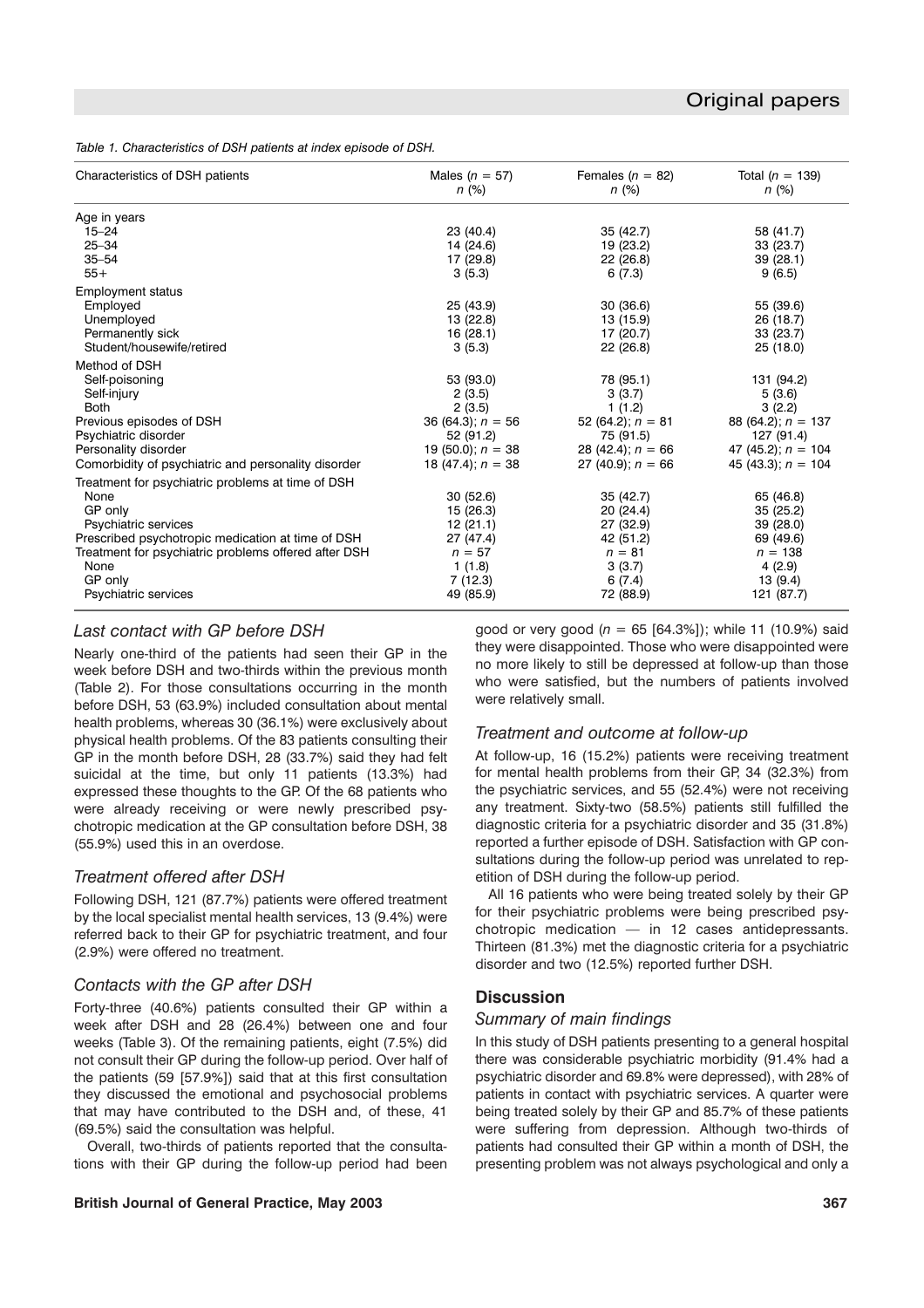*Table 1. Characteristics of DSH patients at index episode of DSH.*

| Characteristics of DSH patients | Males ($n$ = 57) $n$ (%) | Females ($n$ = 82) $n$ (%) | Total ($n$ = 139) $n$ (%) |
|---|---|---|---|
| Age in years | | | |
| 15–24 | 23 (40.4) | 35 (42.7) | 58 (41.7) |
| 25–34 | 14 (24.6) | 19 (23.2) | 33 (23.7) |
| 35–54 | 17 (29.8) | 22 (26.8) | 39 (28.1) |
| 55+ | 3 (5.3) | 6 (7.3) | 9 (6.5) |
| Employment status | | | |
| Employed | 25 (43.9) | 30 (36.6) | 55 (39.6) |
| Unemployed | 13 (22.8) | 13 (15.9) | 26 (18.7) |
| Permanently sick | 16 (28.1) | 17 (20.7) | 33 (23.7) |
| Student/housewife/retired | 3 (5.3) | 22 (26.8) | 25 (18.0) |
| Method of DSH | | | |
| Self-poisoning | 53 (93.0) | 78 (95.1) | 131 (94.2) |
| Self-injury | 2 (3.5) | 3 (3.7) | 5 (3.6) |
| Both | 2 (3.5) | 1 (1.2) | 3 (2.2) |
| Previous episodes of DSH | 36 (64.3); $n$ = 56 | 52 (64.2); $n$ = 81 | 88 (64.2); $n$ = 137 |
| Psychiatric disorder | 52 (91.2) | 75 (91.5) | 127 (91.4) |
| Personality disorder | 19 (50.0); $n$ = 38 | 28 (42.4); $n$ = 66 | 47 (45.2); $n$ = 104 |
| Comorbidity of psychiatric and personality disorder | 18 (47.4); $n$ = 38 | 27 (40.9); $n$ = 66 | 45 (43.3); $n$ = 104 |
| Treatment for psychiatric problems at time of DSH | | | |
| None | 30 (52.6) | 35 (42.7) | 65 (46.8) |
| GP only | 15 (26.3) | 20 (24.4) | 35 (25.2) |
| Psychiatric services | 12 (21.1) | 27 (32.9) | 39 (28.0) |
| Prescribed psychotropic medication at time of DSH | 27 (47.4) | 42 (51.2) | 69 (49.6) |
| Treatment for psychiatric problems offered after DSH | $n$ = 57 | $n$ = 81 | $n$ = 138 |
| None | 1 (1.8) | 3 (3.7) | 4 (2.9) |
| GP only | 7 (12.3) | 6 (7.4) | 13 (9.4) |
| Psychiatric services | 49 (85.9) | 72 (88.9) | 121 (87.7) |

### *Last contact with GP before DSH*

Nearly one-third of the patients had seen their GP in the week before DSH and two-thirds within the previous month (Table 2). For those consultations occurring in the month before DSH, 53 (63.9%) included consultation about mental health problems, whereas 30 (36.1%) were exclusively about physical health problems. Of the 83 patients consulting their GP in the month before DSH, 28 (33.7%) said they had felt suicidal at the time, but only 11 patients (13.3%) had expressed these thoughts to the GP. Of the 68 patients who were already receiving or were newly prescribed psychotropic medication at the GP consultation before DSH, 38 (55.9%) used this in an overdose.

### *Treatment offered after DSH*

Following DSH, 121 (87.7%) patients were offered treatment by the local specialist mental health services, 13 (9.4%) were referred back to their GP for psychiatric treatment, and four (2.9%) were offered no treatment.

### *Contacts with the GP after DSH*

Forty-three (40.6%) patients consulted their GP within a week after DSH and 28 (26.4%) between one and four weeks (Table 3). Of the remaining patients, eight (7.5%) did not consult their GP during the follow-up period. Over half of the patients (59 [57.9%]) said that at this first consultation they discussed the emotional and psychosocial problems that may have contributed to the DSH and, of these, 41 (69.5%) said the consultation was helpful.

Overall, two-thirds of patients reported that the consultations with their GP during the follow-up period had been good or very good ($n$ = 65 [64.3%]); while 11 (10.9%) said they were disappointed. Those who were disappointed were no more likely to still be depressed at follow-up than those who were satisfied, but the numbers of patients involved were relatively small.

### *Treatment and outcome at follow-up*

At follow-up, 16 (15.2%) patients were receiving treatment for mental health problems from their GP, 34 (32.3%) from the psychiatric services, and 55 (52.4%) were not receiving any treatment. Sixty-two (58.5%) patients still fulfilled the diagnostic criteria for a psychiatric disorder and 35 (31.8%) reported a further episode of DSH. Satisfaction with GP consultations during the follow-up period was unrelated to repetition of DSH during the follow-up period.

All 16 patients who were being treated solely by their GP for their psychiatric problems were being prescribed psychotropic medication — in 12 cases antidepressants. Thirteen (81.3%) met the diagnostic criteria for a psychiatric disorder and two (12.5%) reported further DSH.

## Discussion

### *Summary of main findings*

In this study of DSH patients presenting to a general hospital there was considerable psychiatric morbidity (91.4% had a psychiatric disorder and 69.8% were depressed), with 28% of patients in contact with psychiatric services. A quarter were being treated solely by their GP and 85.7% of these patients were suffering from depression. Although two-thirds of patients had consulted their GP within a month of DSH, the presenting problem was not always psychological and only a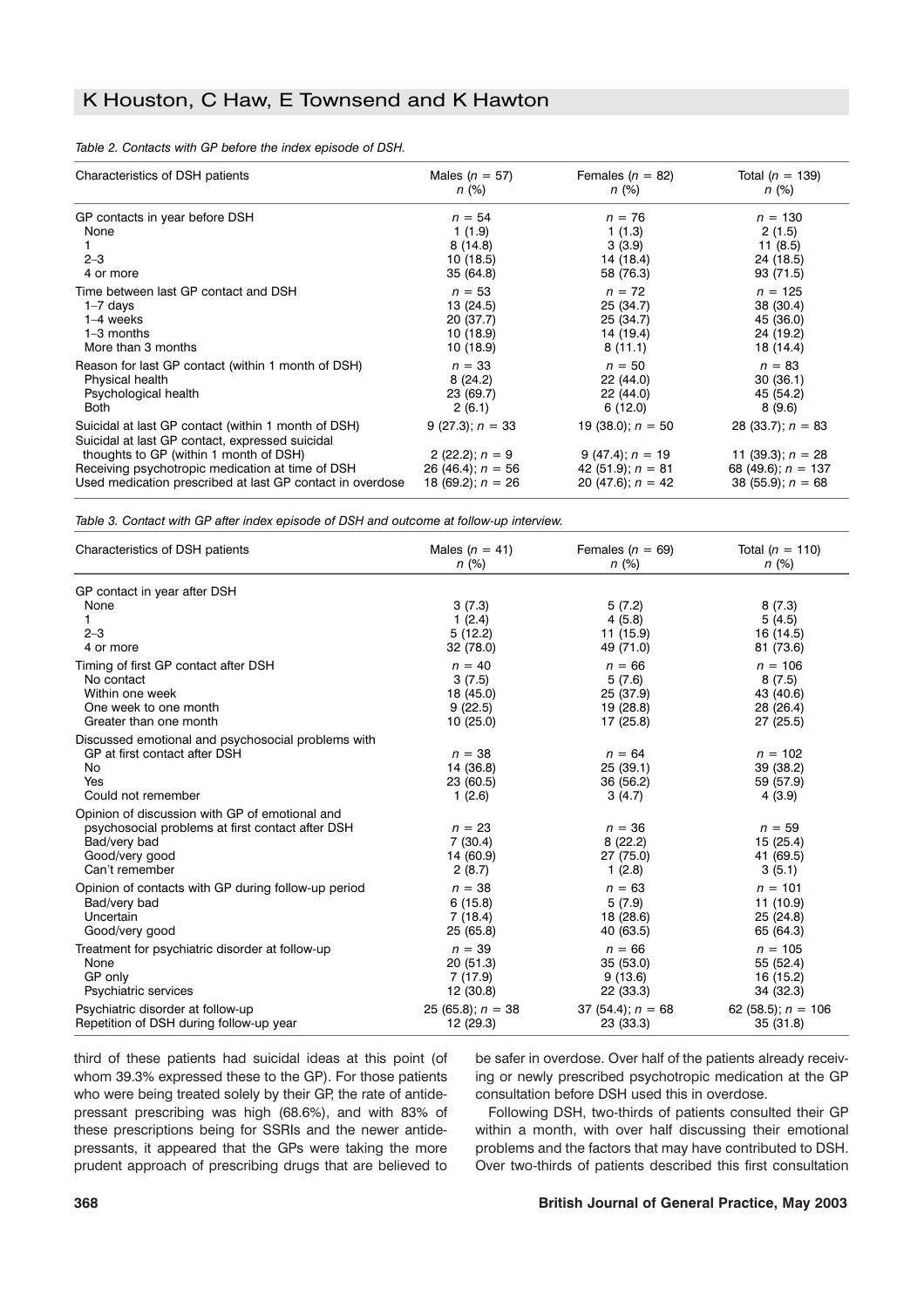*Table 2. Contacts with GP before the index episode of DSH.*

| Characteristics of DSH patients | Males ($n$ = 57) $n$ (%) | Females ($n$ = 82) $n$ (%) | Total ($n$ = 139) $n$ (%) |
|---|---|---|---|
| GP contacts in year before DSH | $n$ = 54 | $n$ = 76 | $n$ = 130 |
| None | 1 (1.9) | 1 (1.3) | 2 (1.5) |
| 1 | 8 (14.8) | 3 (3.9) | 11 (8.5) |
| 2–3 | 10 (18.5) | 14 (18.4) | 24 (18.5) |
| 4 or more | 35 (64.8) | 58 (76.3) | 93 (71.5) |
| Time between last GP contact and DSH | $n$ = 53 | $n$ = 72 | $n$ = 125 |
| 1–7 days | 13 (24.5) | 25 (34.7) | 38 (30.4) |
| 1–4 weeks | 20 (37.7) | 25 (34.7) | 45 (36.0) |
| 1–3 months | 10 (18.9) | 14 (19.4) | 24 (19.2) |
| More than 3 months | 10 (18.9) | 8 (11.1) | 18 (14.4) |
| Reason for last GP contact (within 1 month of DSH) | $n$ = 33 | $n$ = 50 | $n$ = 83 |
| Physical health | 8 (24.2) | 22 (44.0) | 30 (36.1) |
| Psychological health | 23 (69.7) | 22 (44.0) | 45 (54.2) |
| Both | 2 (6.1) | 6 (12.0) | 8 (9.6) |
| Suicidal at last GP contact (within 1 month of DSH) | 9 (27.3); $n$ = 33 | 19 (38.0); $n$ = 50 | 28 (33.7); $n$ = 83 |
| Suicidal at last GP contact, expressed suicidal thoughts to GP (within 1 month of DSH) | 2 (22.2); $n$ = 9 | 9 (47.4); $n$ = 19 | 11 (39.3); $n$ = 28 |
| Receiving psychotropic medication at time of DSH | 26 (46.4); $n$ = 56 | 42 (51.9); $n$ = 81 | 68 (49.6); $n$ = 137 |
| Used medication prescribed at last GP contact in overdose | 18 (69.2); $n$ = 26 | 20 (47.6); $n$ = 42 | 38 (55.9); $n$ = 68 |

*Table 3. Contact with GP after index episode of DSH and outcome at follow-up interview.*

| Characteristics of DSH patients | Males ($n$ = 41) $n$ (%) | Females ($n$ = 69) $n$ (%) | Total ($n$ = 110) $n$ (%) |
|---|---|---|---|
| GP contact in year after DSH | | | |
| None | 3 (7.3) | 5 (7.2) | 8 (7.3) |
| 1 | 1 (2.4) | 4 (5.8) | 5 (4.5) |
| 2–3 | 5 (12.2) | 11 (15.9) | 16 (14.5) |
| 4 or more | 32 (78.0) | 49 (71.0) | 81 (73.6) |
| Timing of first GP contact after DSH | $n$ = 40 | $n$ = 66 | $n$ = 106 |
| No contact | 3 (7.5) | 5 (7.6) | 8 (7.5) |
| Within one week | 18 (45.0) | 25 (37.9) | 43 (40.6) |
| One week to one month | 9 (22.5) | 19 (28.8) | 28 (26.4) |
| Greater than one month | 10 (25.0) | 17 (25.8) | 27 (25.5) |
| Discussed emotional and psychosocial problems with GP at first contact after DSH | $n$ = 38 | $n$ = 64 | $n$ = 102 |
| No | 14 (36.8) | 25 (39.1) | 39 (38.2) |
| Yes | 23 (60.5) | 36 (56.2) | 59 (57.9) |
| Could not remember | 1 (2.6) | 3 (4.7) | 4 (3.9) |
| Opinion of discussion with GP of emotional and psychosocial problems at first contact after DSH | $n$ = 23 | $n$ = 36 | $n$ = 59 |
| Bad/very bad | 7 (30.4) | 8 (22.2) | 15 (25.4) |
| Good/very good | 14 (60.9) | 27 (75.0) | 41 (69.5) |
| Can't remember | 2 (8.7) | 1 (2.8) | 3 (5.1) |
| Opinion of contacts with GP during follow-up period | $n$ = 38 | $n$ = 63 | $n$ = 101 |
| Bad/very bad | 6 (15.8) | 5 (7.9) | 11 (10.9) |
| Uncertain | 7 (18.4) | 18 (28.6) | 25 (24.8) |
| Good/very good | 25 (65.8) | 40 (63.5) | 65 (64.3) |
| Treatment for psychiatric disorder at follow-up | $n$ = 39 | $n$ = 66 | $n$ = 105 |
| None | 20 (51.3) | 35 (53.0) | 55 (52.4) |
| GP only | 7 (17.9) | 9 (13.6) | 16 (15.2) |
| Psychiatric services | 12 (30.8) | 22 (33.3) | 34 (32.3) |
| Psychiatric disorder at follow-up | 25 (65.8); $n$ = 38 | 37 (54.4); $n$ = 68 | 62 (58.5); $n$ = 106 |
| Repetition of DSH during follow-up year | 12 (29.3) | 23 (33.3) | 35 (31.8) |

third of these patients had suicidal ideas at this point (of whom 39.3% expressed these to the GP). For those patients who were being treated solely by their GP, the rate of antidepressant prescribing was high (68.6%), and with 83% of these prescriptions being for SSRIs and the newer antidepressants, it appeared that the GPs were taking the more prudent approach of prescribing drugs that are believed to be safer in overdose. Over half of the patients already receiving or newly prescribed psychotropic medication at the GP consultation before DSH used this in overdose.

Following DSH, two-thirds of patients consulted their GP within a month, with over half discussing their emotional problems and the factors that may have contributed to DSH. Over two-thirds of patients described this first consultation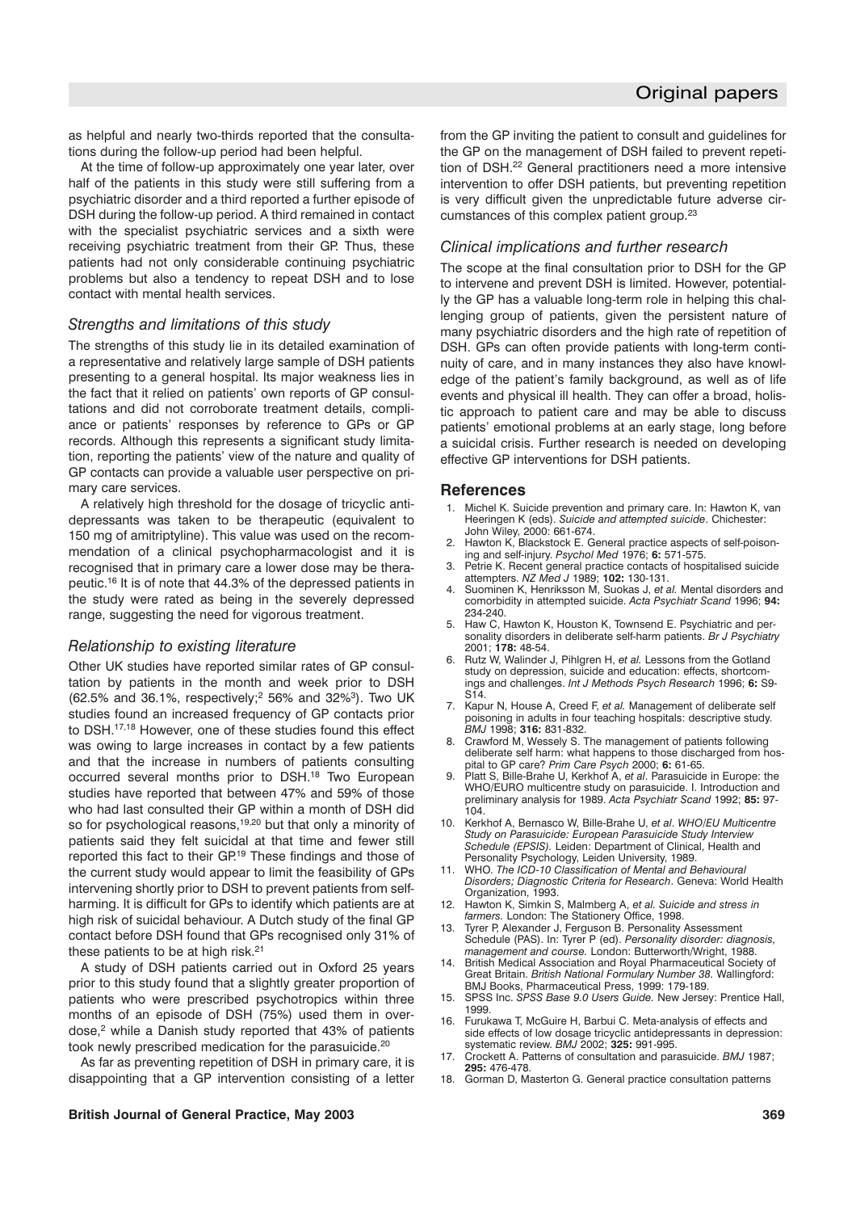as helpful and nearly two-thirds reported that the consultations during the follow-up period had been helpful.

At the time of follow-up approximately one year later, over half of the patients in this study were still suffering from a psychiatric disorder and a third reported a further episode of DSH during the follow-up period. A third remained in contact with the specialist psychiatric services and a sixth were receiving psychiatric treatment from their GP. Thus, these patients had not only considerable continuing psychiatric problems but also a tendency to repeat DSH and to lose contact with mental health services.

### *Strengths and limitations of this study*

The strengths of this study lie in its detailed examination of a representative and relatively large sample of DSH patients presenting to a general hospital. Its major weakness lies in the fact that it relied on patients' own reports of GP consultations and did not corroborate treatment details, compliance or patients' responses by reference to GPs or GP records. Although this represents a significant study limitation, reporting the patients' view of the nature and quality of GP contacts can provide a valuable user perspective on primary care services.

A relatively high threshold for the dosage of tricyclic antidepressants was taken to be therapeutic (equivalent to 150 mg of amitriptyline). This value was used on the recommendation of a clinical psychopharmacologist and it is recognised that in primary care a lower dose may be therapeutic.[16] It is of note that 44.3% of the depressed patients in the study were rated as being in the severely depressed range, suggesting the need for vigorous treatment.

### *Relationship to existing literature*

Other UK studies have reported similar rates of GP consultation by patients in the month and week prior to DSH (62.5% and 36.1%, respectively;[2] 56% and 32%[3]). Two UK studies found an increased frequency of GP contacts prior to DSH.[17,18] However, one of these studies found this effect was owing to large increases in contact by a few patients and that the increase in numbers of patients consulting occurred several months prior to DSH.[18] Two European studies have reported that between 47% and 59% of those who had last consulted their GP within a month of DSH did so for psychological reasons,[19,20] but that only a minority of patients said they felt suicidal at that time and fewer still reported this fact to their GP.[19] These findings and those of the current study would appear to limit the feasibility of GPs intervening shortly prior to DSH to prevent patients from self-harming. It is difficult for GPs to identify which patients are at high risk of suicidal behaviour. A Dutch study of the final GP contact before DSH found that GPs recognised only 31% of these patients to be at high risk.[21]

A study of DSH patients carried out in Oxford 25 years prior to this study found that a slightly greater proportion of patients who were prescribed psychotropics within three months of an episode of DSH (75%) used them in overdose,[2] while a Danish study reported that 43% of patients took newly prescribed medication for the parasuicide.[20]

As far as preventing repetition of DSH in primary care, it is disappointing that a GP intervention consisting of a letter from the GP inviting the patient to consult and guidelines for the GP on the management of DSH failed to prevent repetition of DSH.[22] General practitioners need a more intensive intervention to offer DSH patients, but preventing repetition is very difficult given the unpredictable future adverse circumstances of this complex patient group.[23]

### *Clinical implications and further research*

The scope at the final consultation prior to DSH for the GP to intervene and prevent DSH is limited. However, potentially the GP has a valuable long-term role in helping this challenging group of patients, given the persistent nature of many psychiatric disorders and the high rate of repetition of DSH. GPs can often provide patients with long-term continuity of care, and in many instances they also have knowledge of the patient's family background, as well as of life events and physical ill health. They can offer a broad, holistic approach to patient care and may be able to discuss patients' emotional problems at an early stage, long before a suicidal crisis. Further research is needed on developing effective GP interventions for DSH patients.

## References

1. Michel K. Suicide prevention and primary care. In: Hawton K, van Heeringen K (eds). *Suicide and attempted suicide*. Chichester: John Wiley, 2000: 661-674.
2. Hawton K, Blackstock E. General practice aspects of self-poisoning and self-injury. *Psychol Med* 1976; **6:** 571-575.
3. Petrie K. Recent general practice contacts of hospitalised suicide attempters. *NZ Med J* 1989; **102:** 130-131.
4. Suominen K, Henriksson M, Suokas J, *et al.* Mental disorders and comorbidity in attempted suicide. *Acta Psychiatr Scand* 1996; **94:** 234-240.
5. Haw C, Hawton K, Houston K, Townsend E. Psychiatric and personality disorders in deliberate self-harm patients. *Br J Psychiatry* 2001; **178:** 48-54.
6. Rutz W, Walinder J, Pihlgren H, *et al.* Lessons from the Gotland study on depression, suicide and education: effects, shortcomings and challenges. *Int J Methods Psych Research* 1996; **6:** S9-S14.
7. Kapur N, House A, Creed F, *et al.* Management of deliberate self poisoning in adults in four teaching hospitals: descriptive study. *BMJ* 1998; **316:** 831-832.
8. Crawford M, Wessely S. The management of patients following deliberate self harm: what happens to those discharged from hospital to GP care? *Prim Care Psych* 2000; **6:** 61-65.
9. Platt S, Bille-Brahe U, Kerkhof A, *et al*. Parasuicide in Europe: the WHO/EURO multicentre study on parasuicide. I. Introduction and preliminary analysis for 1989. *Acta Psychiatr Scand* 1992; **85:** 97-104.
10. Kerkhof A, Bernasco W, Bille-Brahe U, *et al*. *WHO/EU Multicentre Study on Parasuicide: European Parasuicide Study Interview Schedule (EPSIS).* Leiden: Department of Clinical, Health and Personality Psychology, Leiden University, 1989.
11. WHO. *The ICD-10 Classification of Mental and Behavioural Disorders; Diagnostic Criteria for Research*. Geneva: World Health Organization, 1993.
12. Hawton K, Simkin S, Malmberg A, *et al. Suicide and stress in farmers.* London: The Stationery Office, 1998.
13. Tyrer P, Alexander J, Ferguson B. Personality Assessment Schedule (PAS). In: Tyrer P (ed). *Personality disorder: diagnosis, management and course.* London: Butterworth/Wright, 1988.
14. British Medical Association and Royal Pharmaceutical Society of Great Britain. *British National Formulary Number 38.* Wallingford: BMJ Books, Pharmaceutical Press, 1999: 179-189.
15. SPSS Inc. *SPSS Base 9.0 Users Guide.* New Jersey: Prentice Hall, 1999.
16. Furukawa T, McGuire H, Barbui C. Meta-analysis of effects and side effects of low dosage tricyclic antidepressants in depression: systematic review. *BMJ* 2002; **325:** 991-995.
17. Crockett A. Patterns of consultation and parasuicide. *BMJ* 1987; **295:** 476-478.
18. Gorman D, Masterton G. General practice consultation patterns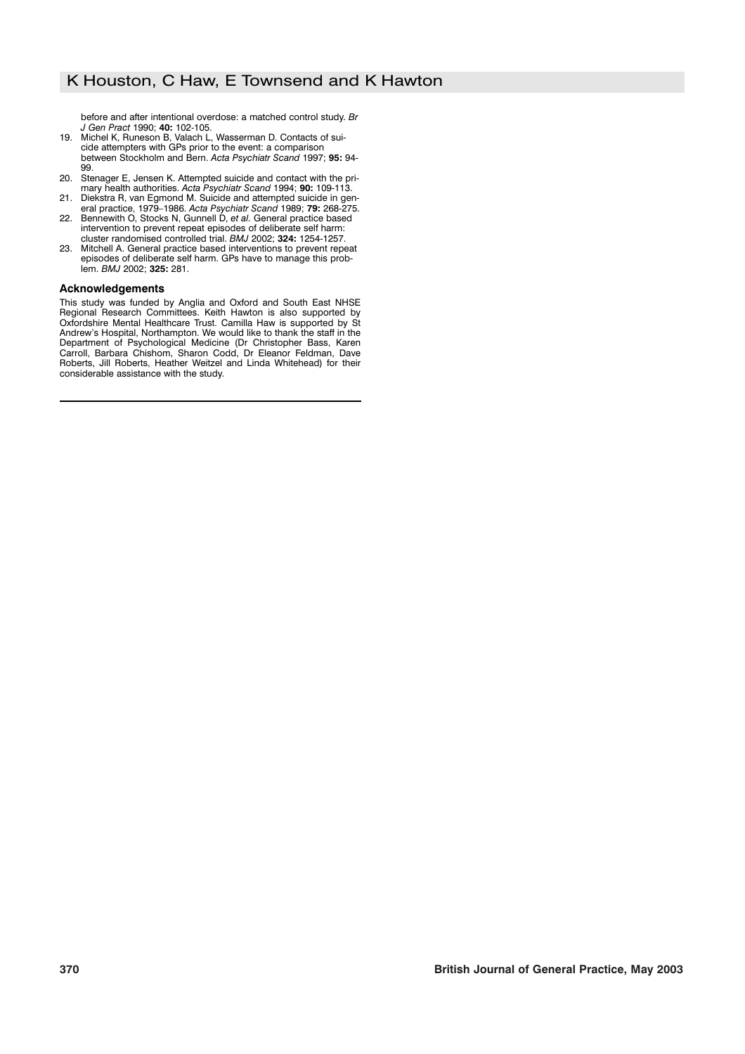before and after intentional overdose: a matched control study. *Br J Gen Pract* 1990; **40:** 102-105.

19. Michel K, Runeson B, Valach L, Wasserman D. Contacts of suicide attempters with GPs prior to the event: a comparison between Stockholm and Bern. *Acta Psychiatr Scand* 1997; **95:** 94-99.
20. Stenager E, Jensen K. Attempted suicide and contact with the primary health authorities. *Acta Psychiatr Scand* 1994; **90:** 109-113.
21. Diekstra R, van Egmond M. Suicide and attempted suicide in general practice, 1979–1986. *Acta Psychiatr Scand* 1989; **79:** 268-275.
22. Bennewith O, Stocks N, Gunnell D, *et al.* General practice based intervention to prevent repeat episodes of deliberate self harm: cluster randomised controlled trial. *BMJ* 2002; **324:** 1254-1257.
23. Mitchell A. General practice based interventions to prevent repeat episodes of deliberate self harm. GPs have to manage this problem. *BMJ* 2002; **325:** 281.

### Acknowledgements

This study was funded by Anglia and Oxford and South East NHSE Regional Research Committees. Keith Hawton is also supported by Oxfordshire Mental Healthcare Trust. Camilla Haw is supported by St Andrew's Hospital, Northampton. We would like to thank the staff in the Department of Psychological Medicine (Dr Christopher Bass, Karen Carroll, Barbara Chishom, Sharon Codd, Dr Eleanor Feldman, Dave Roberts, Jill Roberts, Heather Weitzel and Linda Whitehead) for their considerable assistance with the study.